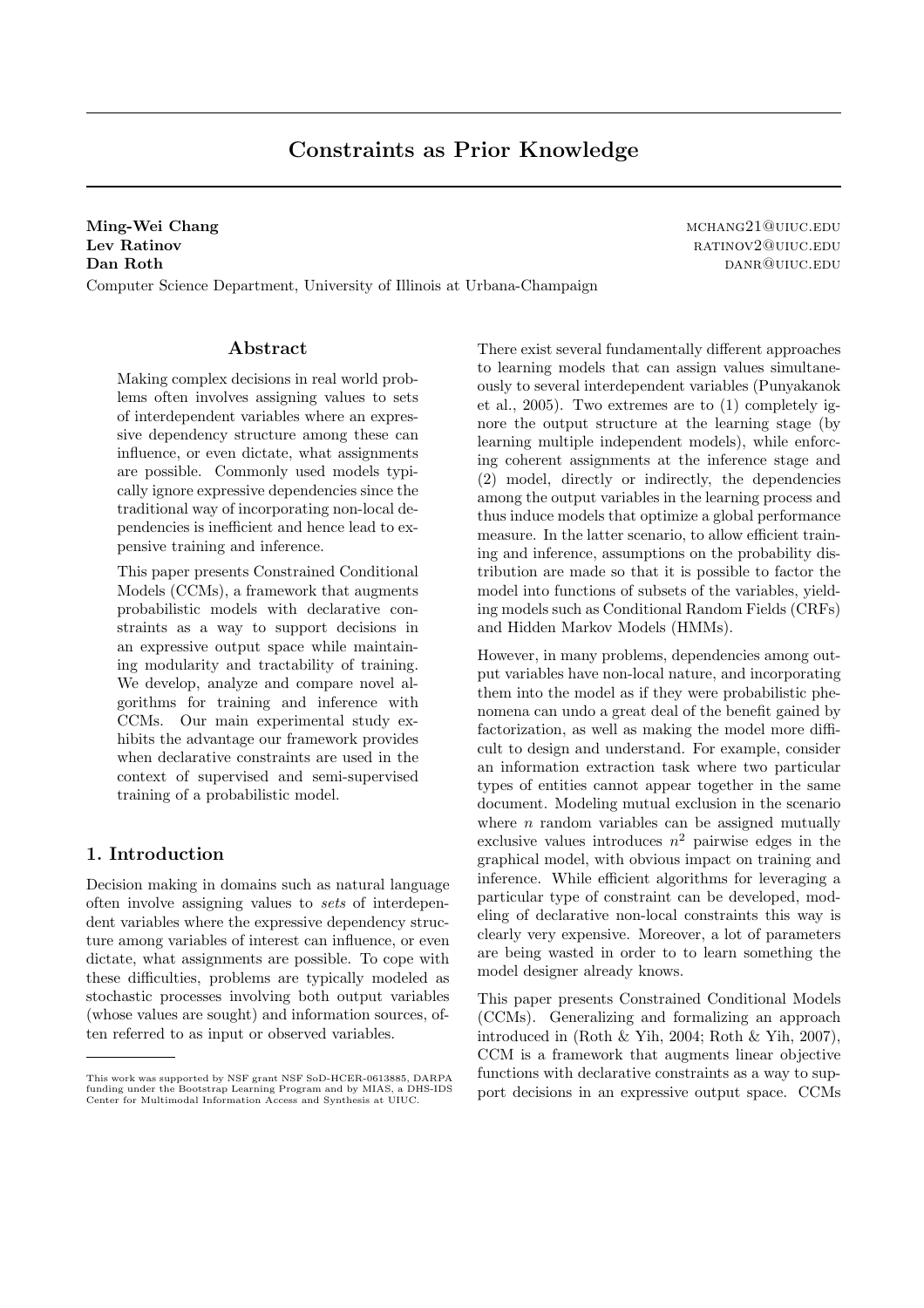# Constraints as Prior Knowledge

**Ming-Wei Chang** mchang21@uiuc.edu
**Lev Ratinov** ratinov2@uiuc.edu
**Dan Roth** danr@uiuc.edu

Computer Science Department, University of Illinois at Urbana-Champaign

## Abstract

Making complex decisions in real world problems often involves assigning values to sets of interdependent variables where an expressive dependency structure among these can influence, or even dictate, what assignments are possible. Commonly used models typically ignore expressive dependencies since the traditional way of incorporating non-local dependencies is inefficient and hence lead to expensive training and inference.

This paper presents Constrained Conditional Models (CCMs), a framework that augments probabilistic models with declarative constraints as a way to support decisions in an expressive output space while maintaining modularity and tractability of training. We develop, analyze and compare novel algorithms for training and inference with CCMs. Our main experimental study exhibits the advantage our framework provides when declarative constraints are used in the context of supervised and semi-supervised training of a probabilistic model.

## 1. Introduction

Decision making in domains such as natural language often involve assigning values to *sets* of interdependent variables where the expressive dependency structure among variables of interest can influence, or even dictate, what assignments are possible. To cope with these difficulties, problems are typically modeled as stochastic processes involving both output variables (whose values are sought) and information sources, often referred to as input or observed variables.

There exist several fundamentally different approaches to learning models that can assign values simultaneously to several interdependent variables (Punyakanok et al., 2005). Two extremes are to (1) completely ignore the output structure at the learning stage (by learning multiple independent models), while enforcing coherent assignments at the inference stage and (2) model, directly or indirectly, the dependencies among the output variables in the learning process and thus induce models that optimize a global performance measure. In the latter scenario, to allow efficient training and inference, assumptions on the probability distribution are made so that it is possible to factor the model into functions of subsets of the variables, yielding models such as Conditional Random Fields (CRFs) and Hidden Markov Models (HMMs).

However, in many problems, dependencies among output variables have non-local nature, and incorporating them into the model as if they were probabilistic phenomena can undo a great deal of the benefit gained by factorization, as well as making the model more difficult to design and understand. For example, consider an information extraction task where two particular types of entities cannot appear together in the same document. Modeling mutual exclusion in the scenario where $n$ random variables can be assigned mutually exclusive values introduces $n^2$ pairwise edges in the graphical model, with obvious impact on training and inference. While efficient algorithms for leveraging a particular type of constraint can be developed, modeling of declarative non-local constraints this way is clearly very expensive. Moreover, a lot of parameters are being wasted in order to to learn something the model designer already knows.

This paper presents Constrained Conditional Models (CCMs). Generalizing and formalizing an approach introduced in (Roth & Yih, 2004; Roth & Yih, 2007), CCM is a framework that augments linear objective functions with declarative constraints as a way to support decisions in an expressive output space. CCMs

---

This work was supported by NSF grant NSF SoD-HCER-0613885, DARPA funding under the Bootstrap Learning Program and by MIAS, a DHS-IDS Center for Multimodal Information Access and Synthesis at UIUC.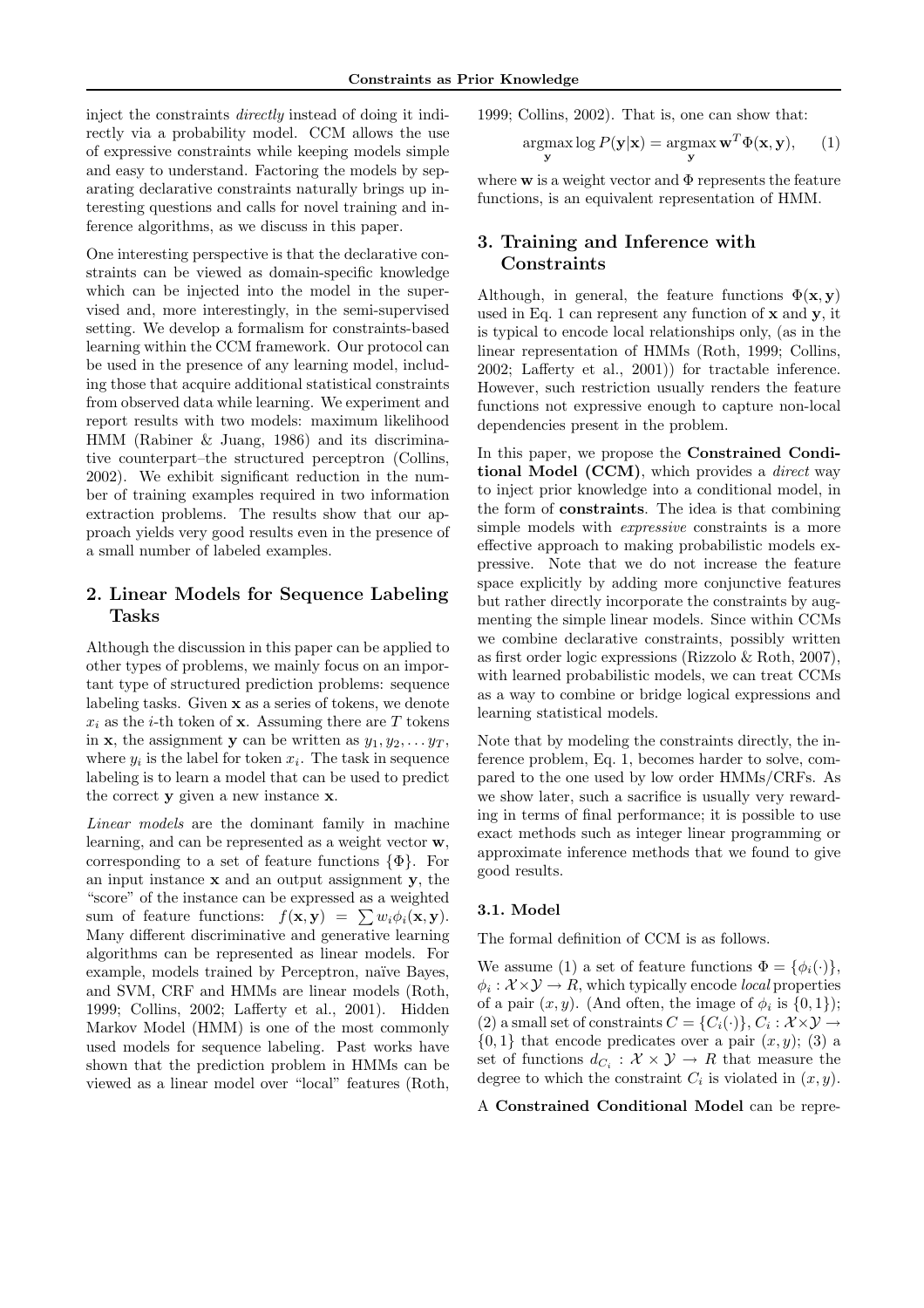inject the constraints *directly* instead of doing it indirectly via a probability model. CCM allows the use of expressive constraints while keeping models simple and easy to understand. Factoring the models by separating declarative constraints naturally brings up interesting questions and calls for novel training and inference algorithms, as we discuss in this paper.

One interesting perspective is that the declarative constraints can be viewed as domain-specific knowledge which can be injected into the model in the supervised and, more interestingly, in the semi-supervised setting. We develop a formalism for constraints-based learning within the CCM framework. Our protocol can be used in the presence of any learning model, including those that acquire additional statistical constraints from observed data while learning. We experiment and report results with two models: maximum likelihood HMM (Rabiner & Juang, 1986) and its discriminative counterpart–the structured perceptron (Collins, 2002). We exhibit significant reduction in the number of training examples required in two information extraction problems. The results show that our approach yields very good results even in the presence of a small number of labeled examples.

## 2. Linear Models for Sequence Labeling Tasks

Although the discussion in this paper can be applied to other types of problems, we mainly focus on an important type of structured prediction problems: sequence labeling tasks. Given $\mathbf{x}$ as a series of tokens, we denote $x_i$ as the $i$-th token of $\mathbf{x}$. Assuming there are $T$ tokens in $\mathbf{x}$, the assignment $\mathbf{y}$ can be written as $y_1, y_2, \ldots y_T$, where $y_i$ is the label for token $x_i$. The task in sequence labeling is to learn a model that can be used to predict the correct $\mathbf{y}$ given a new instance $\mathbf{x}$.

*Linear models* are the dominant family in machine learning, and can be represented as a weight vector $\mathbf{w}$, corresponding to a set of feature functions $\{\Phi\}$. For an input instance $\mathbf{x}$ and an output assignment $\mathbf{y}$, the "score" of the instance can be expressed as a weighted sum of feature functions: $f(\mathbf{x}, \mathbf{y}) = \sum w_i \phi_i(\mathbf{x}, \mathbf{y})$. Many different discriminative and generative learning algorithms can be represented as linear models. For example, models trained by Perceptron, naïve Bayes, and SVM, CRF and HMMs are linear models (Roth, 1999; Collins, 2002; Lafferty et al., 2001). Hidden Markov Model (HMM) is one of the most commonly used models for sequence labeling. Past works have shown that the prediction problem in HMMs can be viewed as a linear model over "local" features (Roth, 1999; Collins, 2002). That is, one can show that:

$$\underset{\mathbf{y}}{\operatorname{argmax}} \log P(\mathbf{y}|\mathbf{x}) = \underset{\mathbf{y}}{\operatorname{argmax}}\, \mathbf{w}^T \Phi(\mathbf{x}, \mathbf{y}), \quad (1)$$

where $\mathbf{w}$ is a weight vector and $\Phi$ represents the feature functions, is an equivalent representation of HMM.

## 3. Training and Inference with Constraints

Although, in general, the feature functions $\Phi(\mathbf{x}, \mathbf{y})$ used in Eq. 1 can represent any function of $\mathbf{x}$ and $\mathbf{y}$, it is typical to encode local relationships only, (as in the linear representation of HMMs (Roth, 1999; Collins, 2002; Lafferty et al., 2001)) for tractable inference. However, such restriction usually renders the feature functions not expressive enough to capture non-local dependencies present in the problem.

In this paper, we propose the **Constrained Conditional Model (CCM)**, which provides a *direct* way to inject prior knowledge into a conditional model, in the form of **constraints**. The idea is that combining simple models with *expressive* constraints is a more effective approach to making probabilistic models expressive. Note that we do not increase the feature space explicitly by adding more conjunctive features but rather directly incorporate the constraints by augmenting the simple linear models. Since within CCMs we combine declarative constraints, possibly written as first order logic expressions (Rizzolo & Roth, 2007), with learned probabilistic models, we can treat CCMs as a way to combine or bridge logical expressions and learning statistical models.

Note that by modeling the constraints directly, the inference problem, Eq. 1, becomes harder to solve, compared to the one used by low order HMMs/CRFs. As we show later, such a sacrifice is usually very rewarding in terms of final performance; it is possible to use exact methods such as integer linear programming or approximate inference methods that we found to give good results.

### 3.1. Model

The formal definition of CCM is as follows.

We assume (1) a set of feature functions $\Phi = \{\phi_i(\cdot)\}$, $\phi_i : \mathcal{X} \times \mathcal{Y} \to R$, which typically encode *local* properties of a pair $(x, y)$. (And often, the image of $\phi_i$ is $\{0, 1\}$); (2) a small set of constraints $C = \{C_i(\cdot)\}$, $C_i : \mathcal{X} \times \mathcal{Y} \to \{0, 1\}$ that encode predicates over a pair $(x, y)$; (3) a set of functions $d_{C_i} : \mathcal{X} \times \mathcal{Y} \to R$ that measure the degree to which the constraint $C_i$ is violated in $(x, y)$.

A **Constrained Conditional Model** can be repre-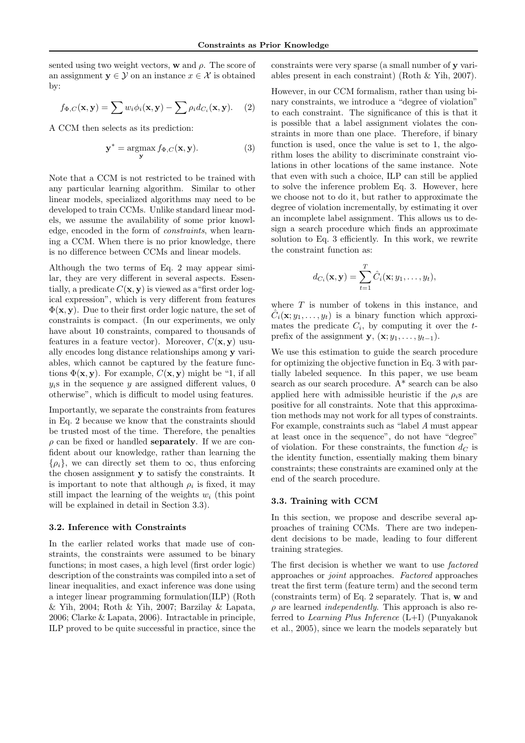sented using two weight vectors, $\mathbf{w}$ and $\rho$. The score of an assignment $\mathbf{y} \in \mathcal{Y}$ on an instance $x \in \mathcal{X}$ is obtained by:

$$f_{\Phi,C}(\mathbf{x}, \mathbf{y}) = \sum w_i \phi_i(\mathbf{x}, \mathbf{y}) - \sum \rho_i d_{C_i}(\mathbf{x}, \mathbf{y}). \quad (2)$$

A CCM then selects as its prediction:

$$\mathbf{y}^* = \operatorname*{argmax}_{\mathbf{y}} f_{\Phi,C}(\mathbf{x}, \mathbf{y}). \quad (3)$$

Note that a CCM is not restricted to be trained with any particular learning algorithm. Similar to other linear models, specialized algorithms may need to be developed to train CCMs. Unlike standard linear models, we assume the availability of some prior knowledge, encoded in the form of *constraints*, when learning a CCM. When there is no prior knowledge, there is no difference between CCMs and linear models.

Although the two terms of Eq. 2 may appear similar, they are very different in several aspects. Essentially, a predicate $C(\mathbf{x}, \mathbf{y})$ is viewed as a "first order logical expression", which is very different from features $\Phi(\mathbf{x}, \mathbf{y})$. Due to their first order logic nature, the set of constraints is compact. (In our experiments, we only have about 10 constraints, compared to thousands of features in a feature vector). Moreover, $C(\mathbf{x}, \mathbf{y})$ usually encodes long distance relationships among $\mathbf{y}$ variables, which cannot be captured by the feature functions $\Phi(\mathbf{x}, \mathbf{y})$. For example, $C(\mathbf{x}, \mathbf{y})$ might be "1, if all $y_i$s in the sequence $y$ are assigned different values, 0 otherwise", which is difficult to model using features.

Importantly, we separate the constraints from features in Eq. 2 because we know that the constraints should be trusted most of the time. Therefore, the penalties $\rho$ can be fixed or handled **separately**. If we are confident about our knowledge, rather than learning the $\{\rho_i\}$, we can directly set them to $\infty$, thus enforcing the chosen assignment $\mathbf{y}$ to satisfy the constraints. It is important to note that although $\rho_i$ is fixed, it may still impact the learning of the weights $w_i$ (this point will be explained in detail in Section 3.3).

### 3.2. Inference with Constraints

In the earlier related works that made use of constraints, the constraints were assumed to be binary functions; in most cases, a high level (first order logic) description of the constraints was compiled into a set of linear inequalities, and exact inference was done using a integer linear programming formulation(ILP) (Roth & Yih, 2004; Roth & Yih, 2007; Barzilay & Lapata, 2006; Clarke & Lapata, 2006). Intractable in principle, ILP proved to be quite successful in practice, since the constraints were very sparse (a small number of $\mathbf{y}$ variables present in each constraint) (Roth & Yih, 2007).

However, in our CCM formalism, rather than using binary constraints, we introduce a "degree of violation" to each constraint. The significance of this is that it is possible that a label assignment violates the constraints in more than one place. Therefore, if binary function is used, once the value is set to 1, the algorithm loses the ability to discriminate constraint violations in other locations of the same instance. Note that even with such a choice, ILP can still be applied to solve the inference problem Eq. 3. However, here we choose not to do it, but rather to approximate the degree of violation incrementally, by estimating it over an incomplete label assignment. This allows us to design a search procedure which finds an approximate solution to Eq. 3 efficiently. In this work, we rewrite the constraint function as:

$$d_{C_i}(\mathbf{x}, \mathbf{y}) = \sum_{t=1}^{T} \hat{C}_i(\mathbf{x}; y_1, \ldots, y_t),$$

where $T$ is number of tokens in this instance, and $\hat{C}_i(\mathbf{x}; y_1, \ldots, y_t)$ is a binary function which approximates the predicate $C_i$, by computing it over the $t$-prefix of the assignment $\mathbf{y}$, $(\mathbf{x}; y_1, \ldots, y_{t-1})$.

We use this estimation to guide the search procedure for optimizing the objective function in Eq. 3 with partially labeled sequence. In this paper, we use beam search as our search procedure. A* search can be also applied here with admissible heuristic if the $\rho_i$s are positive for all constraints. Note that this approximation methods may not work for all types of constraints. For example, constraints such as "label $A$ must appear at least once in the sequence", do not have "degree" of violation. For these constraints, the function $d_C$ is the identity function, essentially making them binary constraints; these constraints are examined only at the end of the search procedure.

### 3.3. Training with CCM

In this section, we propose and describe several approaches of training CCMs. There are two independent decisions to be made, leading to four different training strategies.

The first decision is whether we want to use *factored* approaches or *joint* approaches. *Factored* approaches treat the first term (feature term) and the second term (constraints term) of Eq. 2 separately. That is, $\mathbf{w}$ and $\rho$ are learned *independently*. This approach is also referred to *Learning Plus Inference* (L+I) (Punyakanok et al., 2005), since we learn the models separately but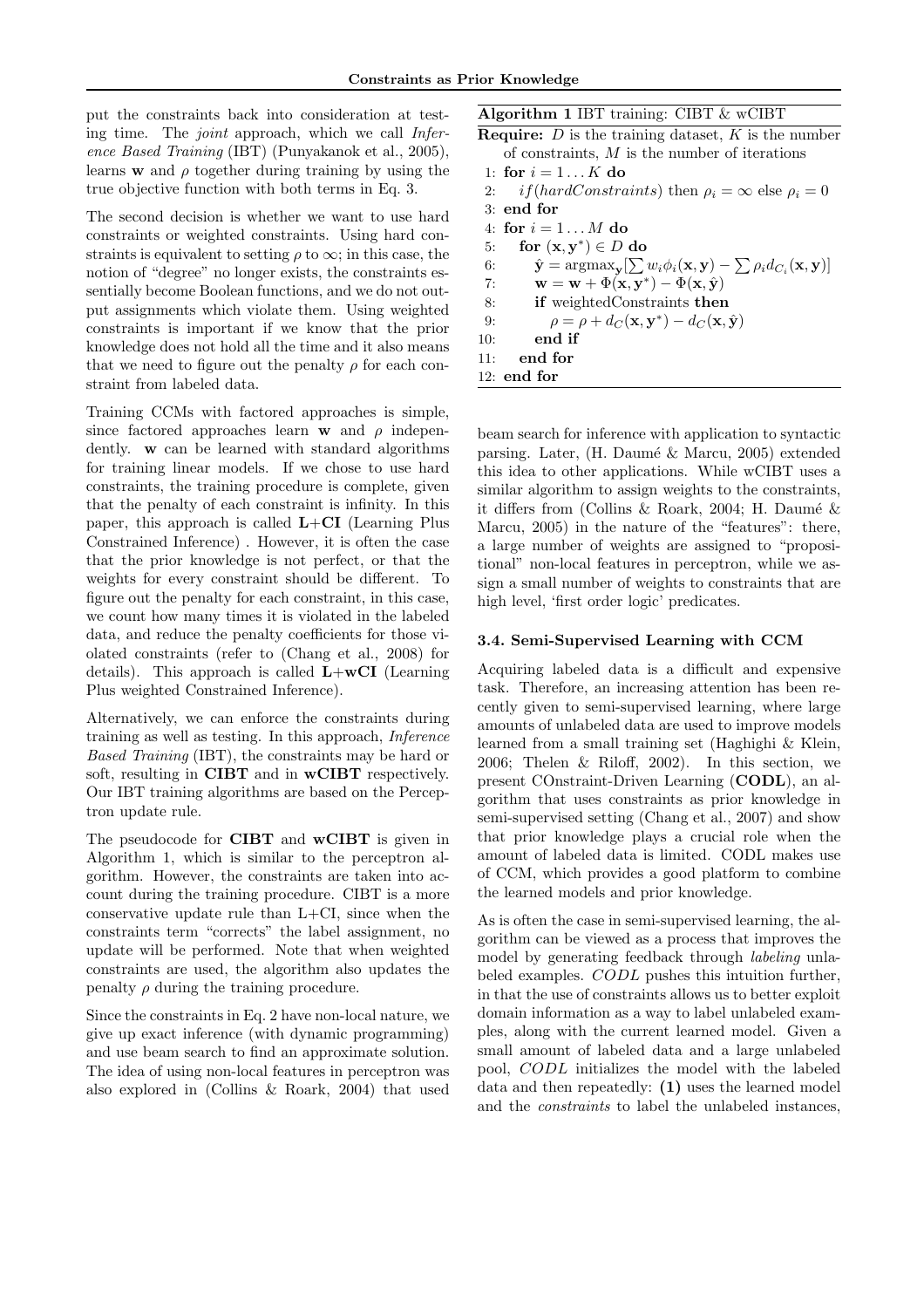put the constraints back into consideration at testing time. The *joint* approach, which we call *Inference Based Training* (IBT) (Punyakanok et al., 2005), learns $\mathbf{w}$ and $\rho$ together during training by using the true objective function with both terms in Eq. 3.

The second decision is whether we want to use hard constraints or weighted constraints. Using hard constraints is equivalent to setting $\rho$ to $\infty$; in this case, the notion of "degree" no longer exists, the constraints essentially become Boolean functions, and we do not output assignments which violate them. Using weighted constraints is important if we know that the prior knowledge does not hold all the time and it also means that we need to figure out the penalty $\rho$ for each constraint from labeled data.

Training CCMs with factored approaches is simple, since factored approaches learn $\mathbf{w}$ and $\rho$ independently. $\mathbf{w}$ can be learned with standard algorithms for training linear models. If we chose to use hard constraints, the training procedure is complete, given that the penalty of each constraint is infinity. In this paper, this approach is called **L+CI** (Learning Plus Constrained Inference) . However, it is often the case that the prior knowledge is not perfect, or that the weights for every constraint should be different. To figure out the penalty for each constraint, in this case, we count how many times it is violated in the labeled data, and reduce the penalty coefficients for those violated constraints (refer to (Chang et al., 2008) for details). This approach is called **L+wCI** (Learning Plus weighted Constrained Inference).

Alternatively, we can enforce the constraints during training as well as testing. In this approach, *Inference Based Training* (IBT), the constraints may be hard or soft, resulting in **CIBT** and in **wCIBT** respectively. Our IBT training algorithms are based on the Perceptron update rule.

The pseudocode for **CIBT** and **wCIBT** is given in Algorithm 1, which is similar to the perceptron algorithm. However, the constraints are taken into account during the training procedure. CIBT is a more conservative update rule than L+CI, since when the constraints term "corrects" the label assignment, no update will be performed. Note that when weighted constraints are used, the algorithm also updates the penalty $\rho$ during the training procedure.

Since the constraints in Eq. 2 have non-local nature, we give up exact inference (with dynamic programming) and use beam search to find an approximate solution. The idea of using non-local features in perceptron was also explored in (Collins & Roark, 2004) that used beam search for inference with application to syntactic parsing. Later, (H. Daumé & Marcu, 2005) extended this idea to other applications. While wCIBT uses a similar algorithm to assign weights to the constraints, it differs from (Collins & Roark, 2004; H. Daumé & Marcu, 2005) in the nature of the "features": there, a large number of weights are assigned to "propositional" non-local features in perceptron, while we assign a small number of weights to constraints that are high level, 'first order logic' predicates.

**Algorithm 1** IBT training: CIBT & wCIBT

**Require:** $D$ is the training dataset, $K$ is the number of constraints, $M$ is the number of iterations

```
1: for i = 1...K do
2:    if(hardConstraints) then ρ_i = ∞ else ρ_i = 0
3: end for
4: for i = 1...M do
5:    for (x, y*) ∈ D do
6:       ŷ = argmax_y [Σ w_i φ_i(x, y) − Σ ρ_i d_{C_i}(x, y)]
7:       w = w + Φ(x, y*) − Φ(x, ŷ)
8:       if weightedConstraints then
9:          ρ = ρ + d_C(x, y*) − d_C(x, ŷ)
10:      end if
11:   end for
12: end for
```

### 3.4. Semi-Supervised Learning with CCM

Acquiring labeled data is a difficult and expensive task. Therefore, an increasing attention has been recently given to semi-supervised learning, where large amounts of unlabeled data are used to improve models learned from a small training set (Haghighi & Klein, 2006; Thelen & Riloff, 2002). In this section, we present COnstraint-Driven Learning (**CODL**), an algorithm that uses constraints as prior knowledge in semi-supervised setting (Chang et al., 2007) and show that prior knowledge plays a crucial role when the amount of labeled data is limited. CODL makes use of CCM, which provides a good platform to combine the learned models and prior knowledge.

As is often the case in semi-supervised learning, the algorithm can be viewed as a process that improves the model by generating feedback through *labeling* unlabeled examples. *CODL* pushes this intuition further, in that the use of constraints allows us to better exploit domain information as a way to label unlabeled examples, along with the current learned model. Given a small amount of labeled data and a large unlabeled pool, *CODL* initializes the model with the labeled data and then repeatedly: **(1)** uses the learned model and the *constraints* to label the unlabeled instances,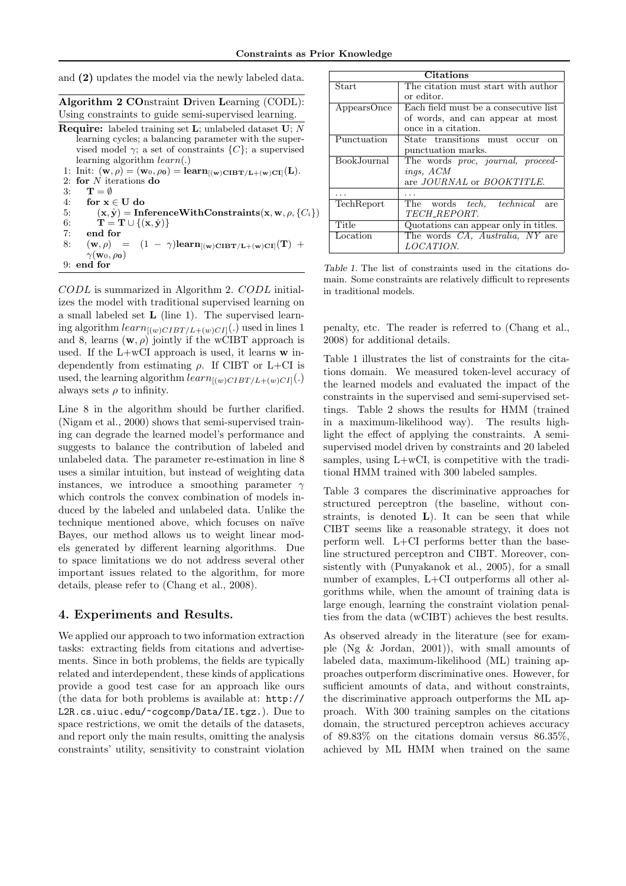and **(2)** updates the model via the newly labeled data.

**Algorithm 2 COnstraint Driven Learning (CODL):** Using constraints to guide semi-supervised learning.

**Require:** labeled training set $\mathbf{L}$; unlabeled dataset $\mathbf{U}$; $N$ learning cycles; a balancing parameter with the supervised model $\gamma$; a set of constraints $\{C\}$; a supervised learning algorithm $learn(.)$

1: Init: $(\mathbf{w}, \rho) = (\mathbf{w}_0, \rho_\mathbf{0}) = \mathbf{learn}_{[\mathbf{(w)CIBT/L+(w)CI}]}(\mathbf{L})$.
2: **for** $N$ iterations **do**
3: $\quad \mathbf{T} = \emptyset$
4: $\quad$ **for** $\mathbf{x} \in \mathbf{U}$ **do**
5: $\quad\quad (\mathbf{x}, \hat{\mathbf{y}}) = \mathbf{InferenceWithConstraints}(\mathbf{x}, \mathbf{w}, \rho, \{C_i\})$
6: $\quad\quad \mathbf{T} = \mathbf{T} \cup \{(\mathbf{x}, \hat{\mathbf{y}})\}$
7: $\quad$ **end for**
8: $\quad (\mathbf{w}, \rho) = (1 - \gamma)\mathbf{learn}_{[\mathbf{(w)CIBT/L+(w)CI}]}(\mathbf{T}) + \gamma(\mathbf{w}_0, \rho_\mathbf{0})$
9: **end for**

*CODL* is summarized in Algorithm 2. *CODL* initializes the model with traditional supervised learning on a small labeled set $\mathbf{L}$ (line 1). The supervised learning algorithm $learn_{[(w)CIBT/L+(w)CI]}(.)$ used in lines 1 and 8, learns $(\mathbf{w}, \rho)$ jointly if the wCIBT approach is used. If the L+wCI approach is used, it learns $\mathbf{w}$ independently from estimating $\rho$. If CIBT or L+CI is used, the learning algorithm $learn_{[(w)CIBT/L+(w)CI]}(.)$ always sets $\rho$ to infinity.

Line 8 in the algorithm should be further clarified. (Nigam et al., 2000) shows that semi-supervised training can degrade the learned model's performance and suggests to balance the contribution of labeled and unlabeled data. The parameter re-estimation in line 8 uses a similar intuition, but instead of weighting data instances, we introduce a smoothing parameter $\gamma$ which controls the convex combination of models induced by the labeled and unlabeled data. Unlike the technique mentioned above, which focuses on naïve Bayes, our method allows us to weight linear models generated by different learning algorithms. Due to space limitations we do not address several other important issues related to the algorithm, for more details, please refer to (Chang et al., 2008).

## 4. Experiments and Results.

We applied our approach to two information extraction tasks: extracting fields from citations and advertisements. Since in both problems, the fields are typically related and interdependent, these kinds of applications provide a good test case for an approach like ours (the data for both problems is available at: http://L2R.cs.uiuc.edu/~cogcomp/Data/IE.tgz.). Due to space restrictions, we omit the details of the datasets, and report only the main results, omitting the analysis constraints' utility, sensitivity to constraint violation penalty, etc. The reader is referred to (Chang et al., 2008) for additional details.

| Citations | |
|---|---|
| Start | The citation must start with author or editor. |
| AppearsOnce | Each field must be a consecutive list of words, and can appear at most once in a citation. |
| Punctuation | State transitions must occur on punctuation marks. |
| BookJournal | The words *proc, journal, proceedings, ACM* are *JOURNAL* or *BOOKTITLE*. |
| ... | ... |
| TechReport | The words *tech, technical* are *TECH_REPORT*. |
| Title | Quotations can appear only in titles. |
| Location | The words *CA, Australia, NY* are *LOCATION*. |

*Table 1.* The list of constraints used in the citations domain. Some constraints are relatively difficult to represents in traditional models.

Table 1 illustrates the list of constraints for the citations domain. We measured token-level accuracy of the learned models and evaluated the impact of the constraints in the supervised and semi-supervised settings. Table 2 shows the results for HMM (trained in a maximum-likelihood way). The results highlight the effect of applying the constraints. A semi-supervised model driven by constraints and 20 labeled samples, using L+wCI, is competitive with the traditional HMM trained with 300 labeled samples.

Table 3 compares the discriminative approaches for structured perceptron (the baseline, without constraints, is denoted **L**). It can be seen that while CIBT seems like a reasonable strategy, it does not perform well. L+CI performs better than the baseline structured perceptron and CIBT. Moreover, consistently with (Punyakanok et al., 2005), for a small number of examples, L+CI outperforms all other algorithms while, when the amount of training data is large enough, learning the constraint violation penalties from the data (wCIBT) achieves the best results.

As observed already in the literature (see for example (Ng & Jordan, 2001)), with small amounts of labeled data, maximum-likelihood (ML) training approaches outperform discriminative ones. However, for sufficient amounts of data, and without constraints, the discriminative approach outperforms the ML approach. With 300 training samples on the citations domain, the structured perceptron achieves accuracy of 89.83% on the citations domain versus 86.35%, achieved by ML HMM when trained on the same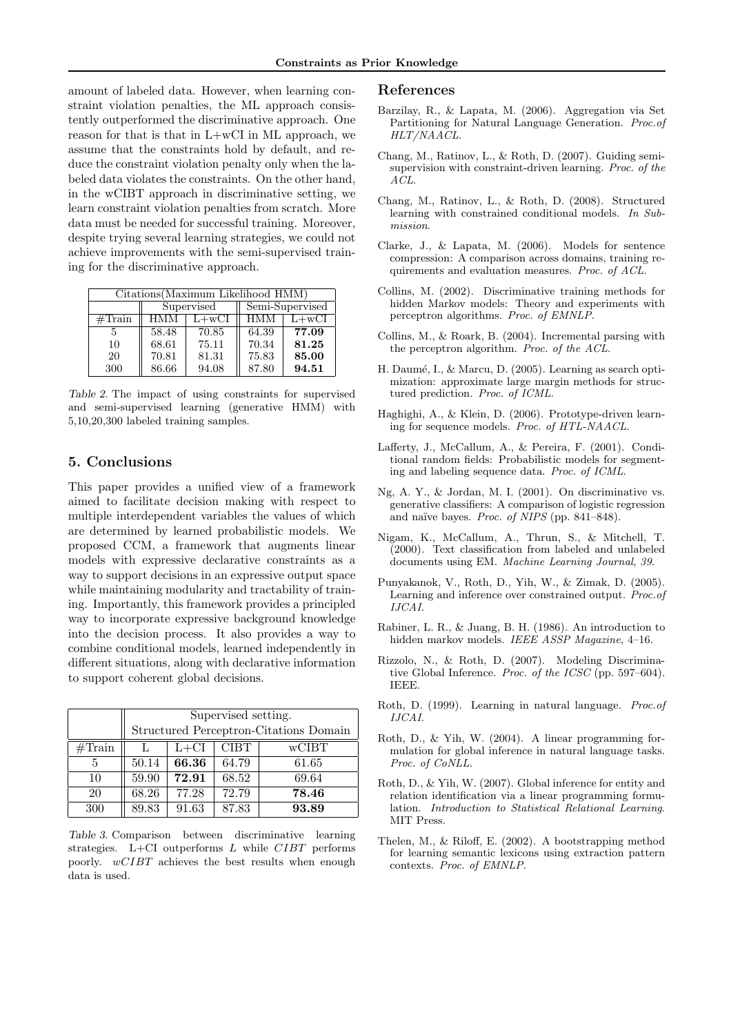amount of labeled data. However, when learning constraint violation penalties, the ML approach consistently outperformed the discriminative approach. One reason for that is that in L+wCI in ML approach, we assume that the constraints hold by default, and reduce the constraint violation penalty only when the labeled data violates the constraints. On the other hand, in the wCIBT approach in discriminative setting, we learn constraint violation penalties from scratch. More data must be needed for successful training. Moreover, despite trying several learning strategies, we could not achieve improvements with the semi-supervised training for the discriminative approach.

| Citations(Maximum Likelihood HMM) | | | | |
|---|---|---|---|---|
| | Supervised | | Semi-Supervised | |
| #Train | HMM | L+wCI | HMM | L+wCI |
| 5 | 58.48 | 70.85 | 64.39 | **77.09** |
| 10 | 68.61 | 75.11 | 70.34 | **81.25** |
| 20 | 70.81 | 81.31 | 75.83 | **85.00** |
| 300 | 86.66 | 94.08 | 87.80 | **94.51** |

*Table 2.* The impact of using constraints for supervised and semi-supervised learning (generative HMM) with 5,10,20,300 labeled training samples.

## 5. Conclusions

This paper provides a unified view of a framework aimed to facilitate decision making with respect to multiple interdependent variables the values of which are determined by learned probabilistic models. We proposed CCM, a framework that augments linear models with expressive declarative constraints as a way to support decisions in an expressive output space while maintaining modularity and tractability of training. Importantly, this framework provides a principled way to incorporate expressive background knowledge into the decision process. It also provides a way to combine conditional models, learned independently in different situations, along with declarative information to support coherent global decisions.

| | Supervised setting. Structured Perceptron-Citations Domain | | | |
|---|---|---|---|---|
| #Train | L | L+CI | CIBT | wCIBT |
| 5 | 50.14 | **66.36** | 64.79 | 61.65 |
| 10 | 59.90 | **72.91** | 68.52 | 69.64 |
| 20 | 68.26 | 77.28 | 72.79 | **78.46** |
| 300 | 89.83 | 91.63 | 87.83 | **93.89** |

*Table 3.* Comparison between discriminative learning strategies. L+CI outperforms *L* while *CIBT* performs poorly. *wCIBT* achieves the best results when enough data is used.

## References

Barzilay, R., & Lapata, M. (2006). Aggregation via Set Partitioning for Natural Language Generation. *Proc.of HLT/NAACL*.

Chang, M., Ratinov, L., & Roth, D. (2007). Guiding semi-supervision with constraint-driven learning. *Proc. of the ACL*.

Chang, M., Ratinov, L., & Roth, D. (2008). Structured learning with constrained conditional models. *In Submission*.

Clarke, J., & Lapata, M. (2006). Models for sentence compression: A comparison across domains, training requirements and evaluation measures. *Proc. of ACL*.

Collins, M. (2002). Discriminative training methods for hidden Markov models: Theory and experiments with perceptron algorithms. *Proc. of EMNLP*.

Collins, M., & Roark, B. (2004). Incremental parsing with the perceptron algorithm. *Proc. of the ACL*.

H. Daumé, I., & Marcu, D. (2005). Learning as search optimization: approximate large margin methods for structured prediction. *Proc. of ICML*.

Haghighi, A., & Klein, D. (2006). Prototype-driven learning for sequence models. *Proc. of HTL-NAACL*.

Lafferty, J., McCallum, A., & Pereira, F. (2001). Conditional random fields: Probabilistic models for segmenting and labeling sequence data. *Proc. of ICML*.

Ng, A. Y., & Jordan, M. I. (2001). On discriminative vs. generative classifiers: A comparison of logistic regression and naïve bayes. *Proc. of NIPS* (pp. 841–848).

Nigam, K., McCallum, A., Thrun, S., & Mitchell, T. (2000). Text classification from labeled and unlabeled documents using EM. *Machine Learning Journal*, *39*.

Punyakanok, V., Roth, D., Yih, W., & Zimak, D. (2005). Learning and inference over constrained output. *Proc.of IJCAI*.

Rabiner, L. R., & Juang, B. H. (1986). An introduction to hidden markov models. *IEEE ASSP Magazine*, 4–16.

Rizzolo, N., & Roth, D. (2007). Modeling Discriminative Global Inference. *Proc. of the ICSC* (pp. 597–604). IEEE.

Roth, D. (1999). Learning in natural language. *Proc.of IJCAI*.

Roth, D., & Yih, W. (2004). A linear programming formulation for global inference in natural language tasks. *Proc. of CoNLL*.

Roth, D., & Yih, W. (2007). Global inference for entity and relation identification via a linear programming formulation. *Introduction to Statistical Relational Learning*. MIT Press.

Thelen, M., & Riloff, E. (2002). A bootstrapping method for learning semantic lexicons using extraction pattern contexts. *Proc. of EMNLP*.